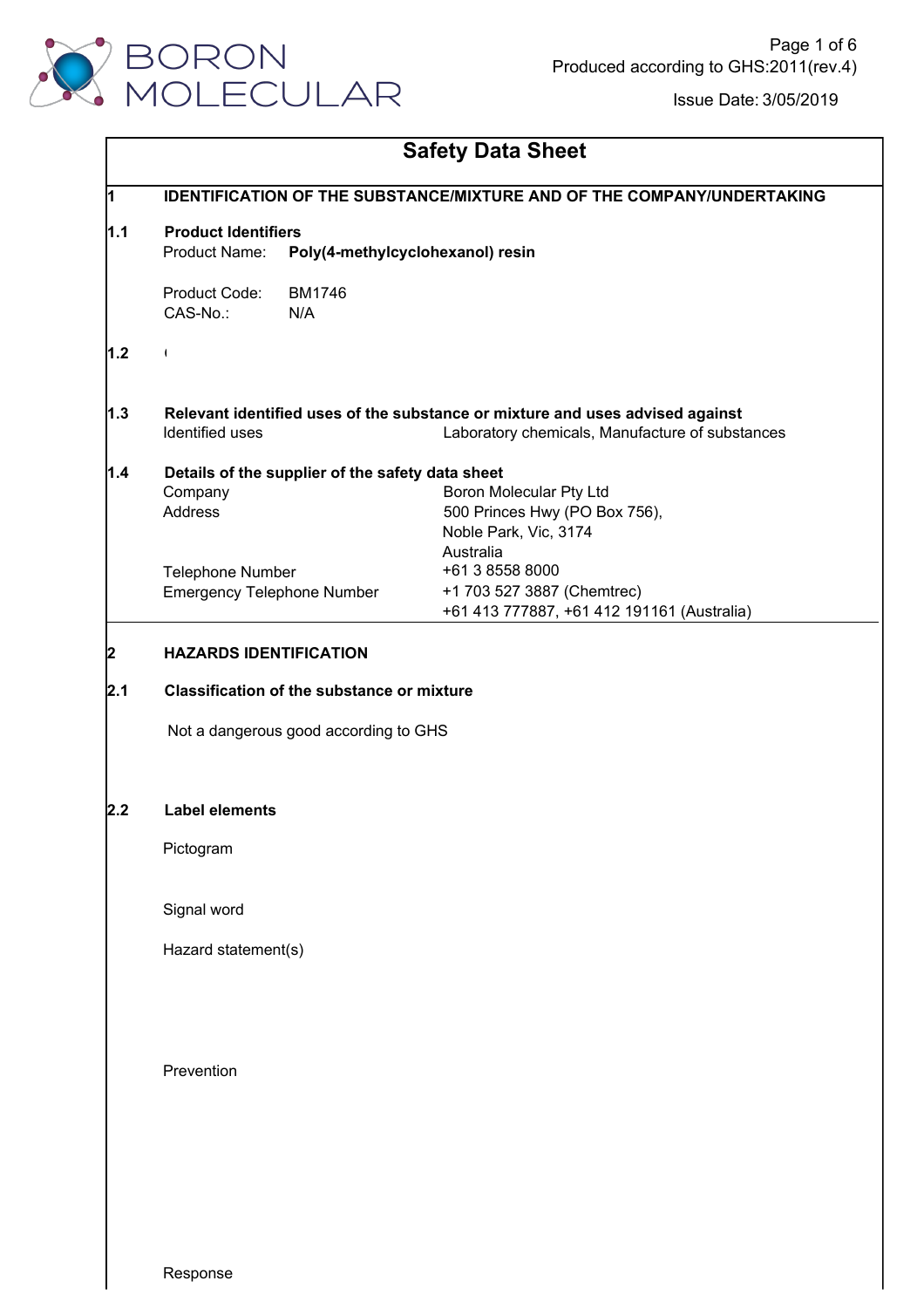# Safety Data Sheet

Produced according to GHS:2011(rev.4)

Issue Date: 3/05/2019

## 1 IDENTIFICATION OF THE SUBSTANCE/MIXTURE AND OF THE COMPANY/UNDERTAKING

### 1.1 Product Identifiers

Product Name: **Poly(4-methylcyclohexanol) resin**

Product Code: BM1746

CAS-No.: N/A

### 1.2

### 1.3 Relevant identified uses of the substance or mixture and uses advised against

| | |
|---|---|
| Identified uses | Laboratory chemicals, Manufacture of substances |

### 1.4 Details of the supplier of the safety data sheet

| | |
|---|---|
| Company | Boron Molecular Pty Ltd |
| Address | 500 Princes Hwy (PO Box 756), Noble Park, Vic, 3174 Australia |
| Telephone Number | +61 3 8558 8000 |
| Emergency Telephone Number | +1 703 527 3887 (Chemtrec) +61 413 777887, +61 412 191161 (Australia) |

## 2 HAZARDS IDENTIFICATION

### 2.1 Classification of the substance or mixture

Not a dangerous good according to GHS

### 2.2 Label elements

Pictogram

Signal word

Hazard statement(s)

Prevention

Response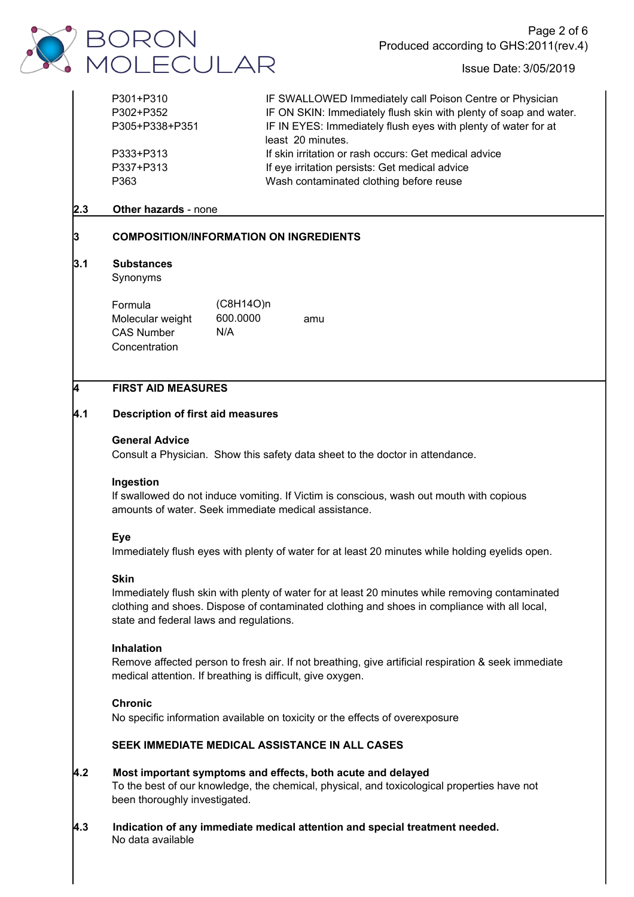| | |
|---|---|
| P301+P310 | IF SWALLOWED Immediately call Poison Centre or Physician |
| P302+P352 | IF ON SKIN: Immediately flush skin with plenty of soap and water. |
| P305+P338+P351 | IF IN EYES: Immediately flush eyes with plenty of water for at least 20 minutes. |
| P333+P313 | If skin irritation or rash occurs: Get medical advice |
| P337+P313 | If eye irritation persists: Get medical advice |
| P363 | Wash contaminated clothing before reuse |

**2.3 Other hazards** - none

## 3 COMPOSITION/INFORMATION ON INGREDIENTS

### 3.1 Substances

Synonyms

| | | |
|---|---|---|
| Formula | $(C_8H_{14}O)_n$ | |
| Molecular weight | 600.0000 | amu |
| CAS Number | N/A | |
| Concentration | | |

## 4 FIRST AID MEASURES

### 4.1 Description of first aid measures

**General Advice**

Consult a Physician. Show this safety data sheet to the doctor in attendance.

**Ingestion**

If swallowed do not induce vomiting. If Victim is conscious, wash out mouth with copious amounts of water. Seek immediate medical assistance.

**Eye**

Immediately flush eyes with plenty of water for at least 20 minutes while holding eyelids open.

**Skin**

Immediately flush skin with plenty of water for at least 20 minutes while removing contaminated clothing and shoes. Dispose of contaminated clothing and shoes in compliance with all local, state and federal laws and regulations.

**Inhalation**

Remove affected person to fresh air. If not breathing, give artificial respiration & seek immediate medical attention. If breathing is difficult, give oxygen.

**Chronic**

No specific information available on toxicity or the effects of overexposure

**SEEK IMMEDIATE MEDICAL ASSISTANCE IN ALL CASES**

### 4.2 Most important symptoms and effects, both acute and delayed

To the best of our knowledge, the chemical, physical, and toxicological properties have not been thoroughly investigated.

### 4.3 Indication of any immediate medical attention and special treatment needed.

No data available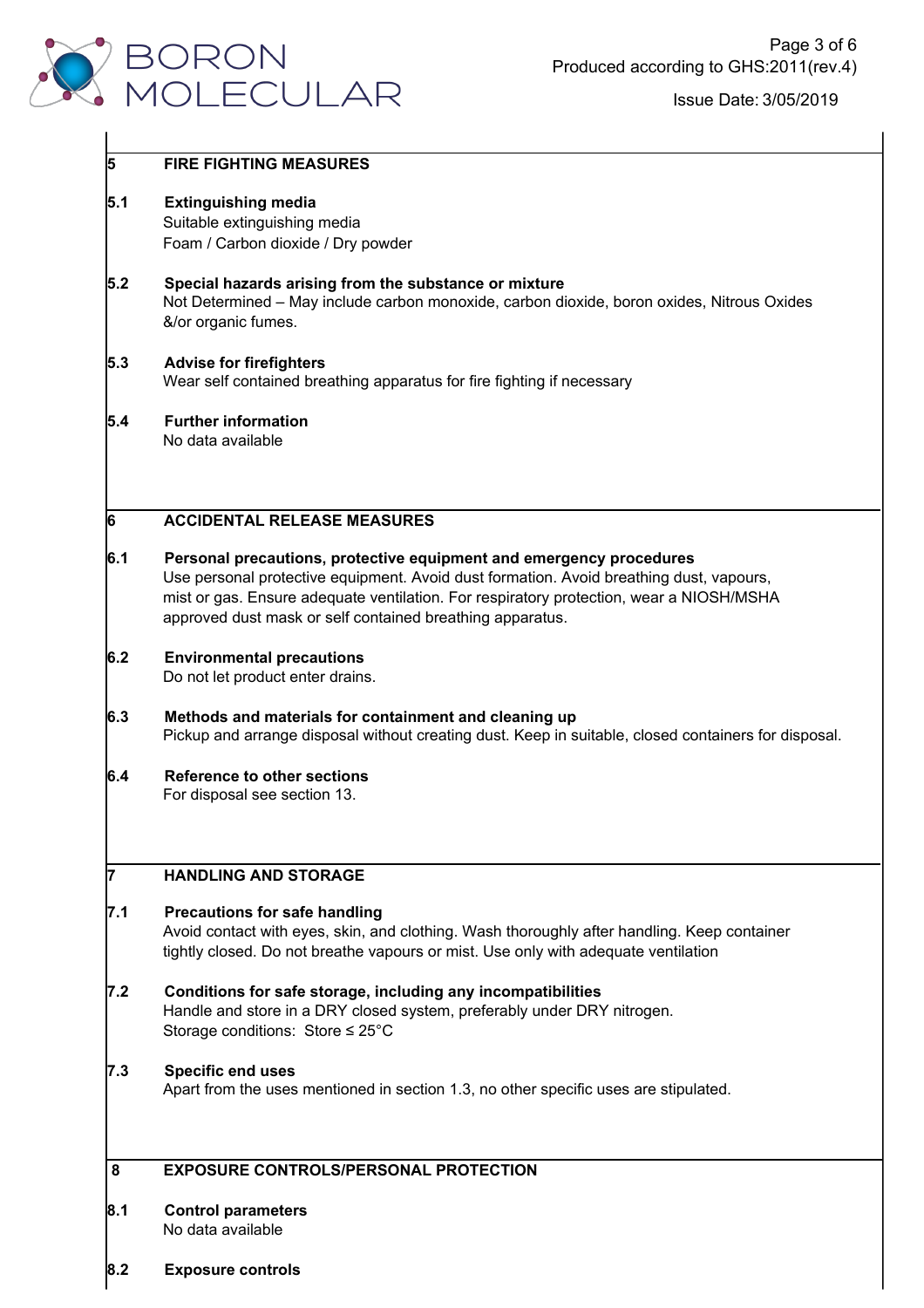## 5 FIRE FIGHTING MEASURES

**5.1 Extinguishing media**

Suitable extinguishing media

Foam / Carbon dioxide / Dry powder

**5.2 Special hazards arising from the substance or mixture**

Not Determined – May include carbon monoxide, carbon dioxide, boron oxides, Nitrous Oxides &/or organic fumes.

**5.3 Advise for firefighters**

Wear self contained breathing apparatus for fire fighting if necessary

**5.4 Further information**

No data available

## 6 ACCIDENTAL RELEASE MEASURES

**6.1 Personal precautions, protective equipment and emergency procedures**

Use personal protective equipment. Avoid dust formation. Avoid breathing dust, vapours, mist or gas. Ensure adequate ventilation. For respiratory protection, wear a NIOSH/MSHA approved dust mask or self contained breathing apparatus.

**6.2 Environmental precautions**

Do not let product enter drains.

**6.3 Methods and materials for containment and cleaning up**

Pickup and arrange disposal without creating dust. Keep in suitable, closed containers for disposal.

**6.4 Reference to other sections**

For disposal see section 13.

## 7 HANDLING AND STORAGE

**7.1 Precautions for safe handling**

Avoid contact with eyes, skin, and clothing. Wash thoroughly after handling. Keep container tightly closed. Do not breathe vapours or mist. Use only with adequate ventilation

**7.2 Conditions for safe storage, including any incompatibilities**

Handle and store in a DRY closed system, preferably under DRY nitrogen.

Storage conditions: Store ≤ 25°C

**7.3 Specific end uses**

Apart from the uses mentioned in section 1.3, no other specific uses are stipulated.

## 8 EXPOSURE CONTROLS/PERSONAL PROTECTION

**8.1 Control parameters**

No data available

**8.2 Exposure controls**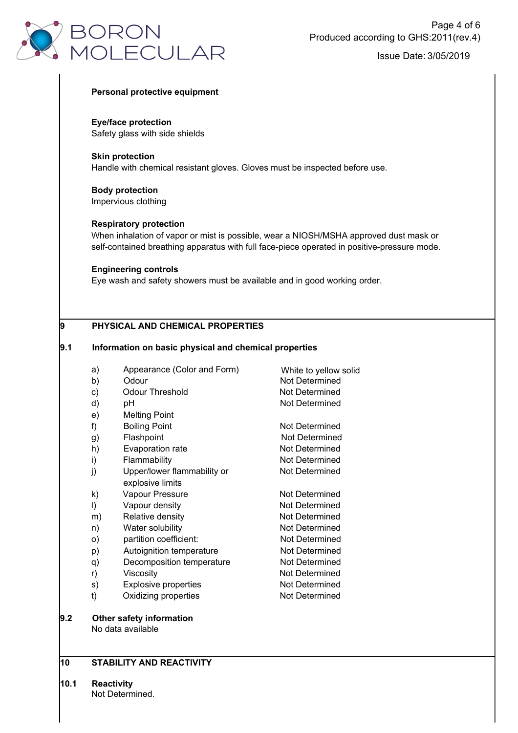**Personal protective equipment**

**Eye/face protection**
Safety glass with side shields

**Skin protection**
Handle with chemical resistant gloves. Gloves must be inspected before use.

**Body protection**
Impervious clothing

**Respiratory protection**
When inhalation of vapor or mist is possible, wear a NIOSH/MSHA approved dust mask or self-contained breathing apparatus with full face-piece operated in positive-pressure mode.

**Engineering controls**
Eye wash and safety showers must be available and in good working order.

## 9 PHYSICAL AND CHEMICAL PROPERTIES

### 9.1 Information on basic physical and chemical properties

| | | |
|---|---|---|
| a) | Appearance (Color and Form) | White to yellow solid |
| b) | Odour | Not Determined |
| c) | Odour Threshold | Not Determined |
| d) | pH | Not Determined |
| e) | Melting Point | |
| f) | Boiling Point | Not Determined |
| g) | Flashpoint | Not Determined |
| h) | Evaporation rate | Not Determined |
| i) | Flammability | Not Determined |
| j) | Upper/lower flammability or explosive limits | Not Determined |
| k) | Vapour Pressure | Not Determined |
| l) | Vapour density | Not Determined |
| m) | Relative density | Not Determined |
| n) | Water solubility | Not Determined |
| o) | partition coefficient: | Not Determined |
| p) | Autoignition temperature | Not Determined |
| q) | Decomposition temperature | Not Determined |
| r) | Viscosity | Not Determined |
| s) | Explosive properties | Not Determined |
| t) | Oxidizing properties | Not Determined |

### 9.2 Other safety information
No data available

## 10 STABILITY AND REACTIVITY

### 10.1 Reactivity
Not Determined.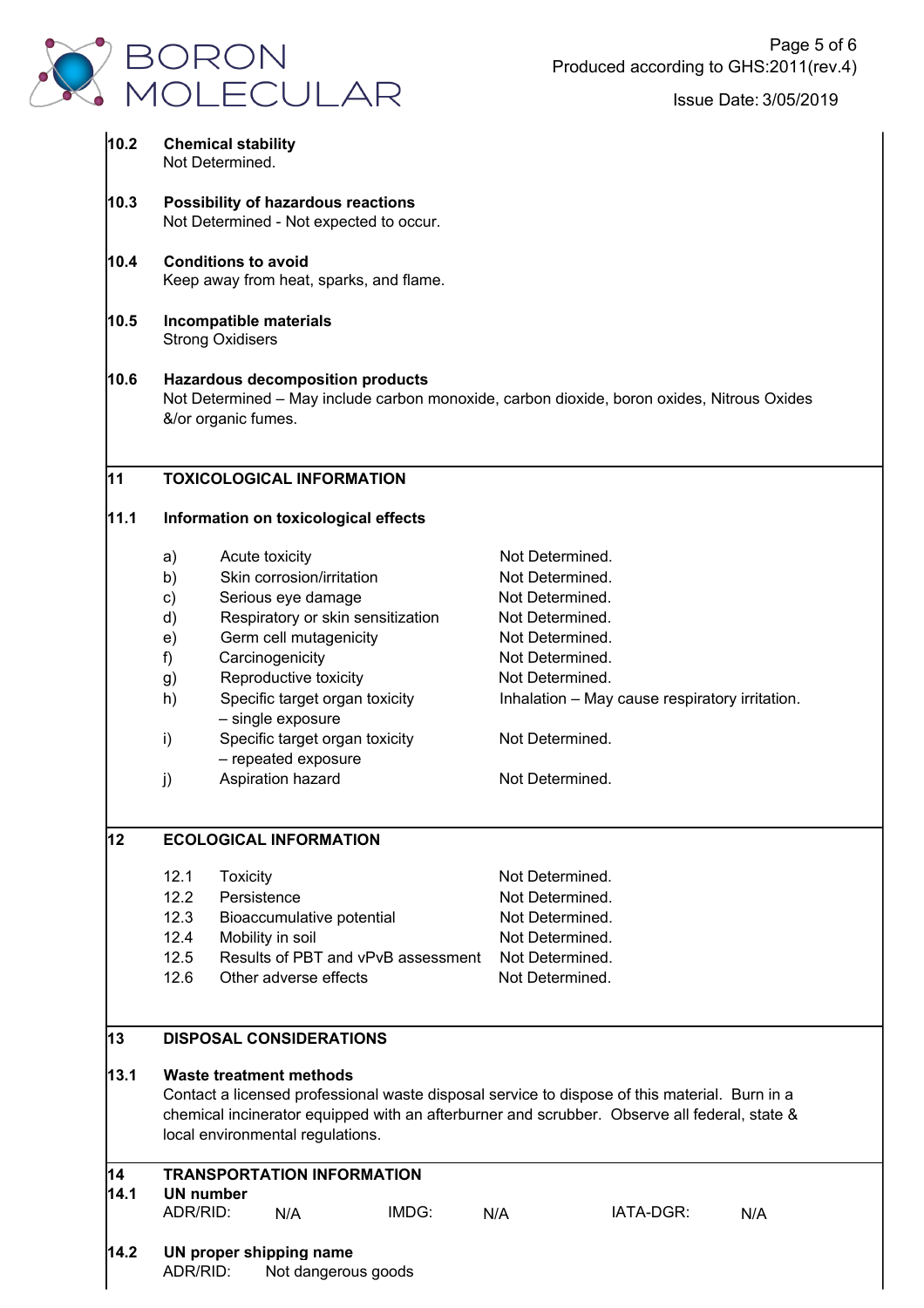**10.2 Chemical stability**
Not Determined.

**10.3 Possibility of hazardous reactions**
Not Determined - Not expected to occur.

**10.4 Conditions to avoid**
Keep away from heat, sparks, and flame.

**10.5 Incompatible materials**
Strong Oxidisers

**10.6 Hazardous decomposition products**
Not Determined – May include carbon monoxide, carbon dioxide, boron oxides, Nitrous Oxides &/or organic fumes.

## 11 TOXICOLOGICAL INFORMATION

**11.1 Information on toxicological effects**

| | | |
|---|---|---|
| a) | Acute toxicity | Not Determined. |
| b) | Skin corrosion/irritation | Not Determined. |
| c) | Serious eye damage | Not Determined. |
| d) | Respiratory or skin sensitization | Not Determined. |
| e) | Germ cell mutagenicity | Not Determined. |
| f) | Carcinogenicity | Not Determined. |
| g) | Reproductive toxicity | Not Determined. |
| h) | Specific target organ toxicity – single exposure | Inhalation – May cause respiratory irritation. |
| i) | Specific target organ toxicity – repeated exposure | Not Determined. |
| j) | Aspiration hazard | Not Determined. |

## 12 ECOLOGICAL INFORMATION

| | | |
|---|---|---|
| 12.1 | Toxicity | Not Determined. |
| 12.2 | Persistence | Not Determined. |
| 12.3 | Bioaccumulative potential | Not Determined. |
| 12.4 | Mobility in soil | Not Determined. |
| 12.5 | Results of PBT and vPvB assessment | Not Determined. |
| 12.6 | Other adverse effects | Not Determined. |

## 13 DISPOSAL CONSIDERATIONS

**13.1 Waste treatment methods**
Contact a licensed professional waste disposal service to dispose of this material. Burn in a chemical incinerator equipped with an afterburner and scrubber. Observe all federal, state & local environmental regulations.

## 14 TRANSPORTATION INFORMATION

**14.1 UN number**

ADR/RID: N/A IMDG: N/A IATA-DGR: N/A

**14.2 UN proper shipping name**

ADR/RID: Not dangerous goods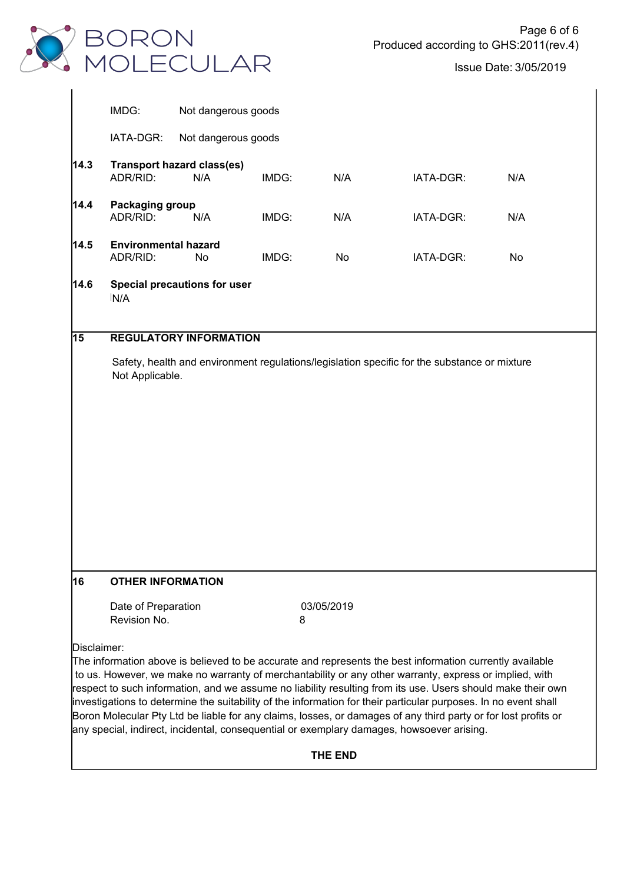IMDG: Not dangerous goods

IATA-DGR: Not dangerous goods

**14.3 Transport hazard class(es)**

| | | | | | |
|---|---|---|---|---|---|
| ADR/RID: | N/A | IMDG: | N/A | IATA-DGR: | N/A |

**14.4 Packaging group**

| | | | | | |
|---|---|---|---|---|---|
| ADR/RID: | N/A | IMDG: | N/A | IATA-DGR: | N/A |

**14.5 Environmental hazard**

| | | | | | |
|---|---|---|---|---|---|
| ADR/RID: | No | IMDG: | No | IATA-DGR: | No |

**14.6 Special precautions for user**

N/A

## 15 REGULATORY INFORMATION

Safety, health and environment regulations/legislation specific for the substance or mixture
Not Applicable.

## 16 OTHER INFORMATION

| | |
|---|---|
| Date of Preparation | 03/05/2019 |
| Revision No. | 8 |

Disclaimer:
The information above is believed to be accurate and represents the best information currently available to us. However, we make no warranty of merchantability or any other warranty, express or implied, with respect to such information, and we assume no liability resulting from its use. Users should make their own investigations to determine the suitability of the information for their particular purposes. In no event shall Boron Molecular Pty Ltd be liable for any claims, losses, or damages of any third party or for lost profits or any special, indirect, incidental, consequential or exemplary damages, howsoever arising.

**THE END**